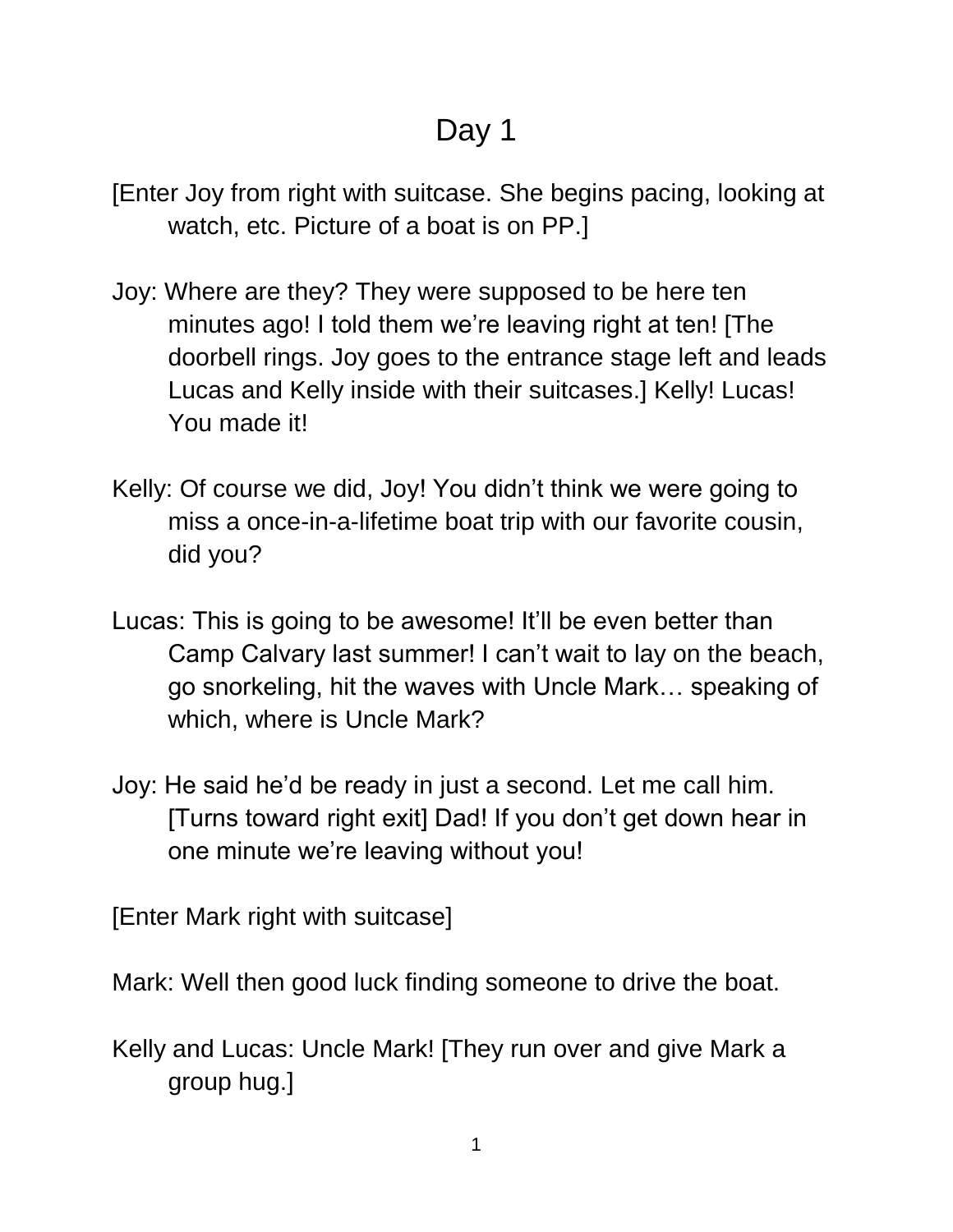# Day 1

[Enter Joy from right with suitcase. She begins pacing, looking at watch, etc. Picture of a boat is on PP.]

Joy: Where are they? They were supposed to be here ten minutes ago! I told them we're leaving right at ten! [The doorbell rings. Joy goes to the entrance stage left and leads Lucas and Kelly inside with their suitcases.] Kelly! Lucas! You made it!

Kelly: Of course we did, Joy! You didn't think we were going to miss a once-in-a-lifetime boat trip with our favorite cousin, did you?

Lucas: This is going to be awesome! It'll be even better than Camp Calvary last summer! I can't wait to lay on the beach, go snorkeling, hit the waves with Uncle Mark… speaking of which, where is Uncle Mark?

Joy: He said he'd be ready in just a second. Let me call him. [Turns toward right exit] Dad! If you don't get down hear in one minute we're leaving without you!

[Enter Mark right with suitcase]

Mark: Well then good luck finding someone to drive the boat.

Kelly and Lucas: Uncle Mark! [They run over and give Mark a group hug.]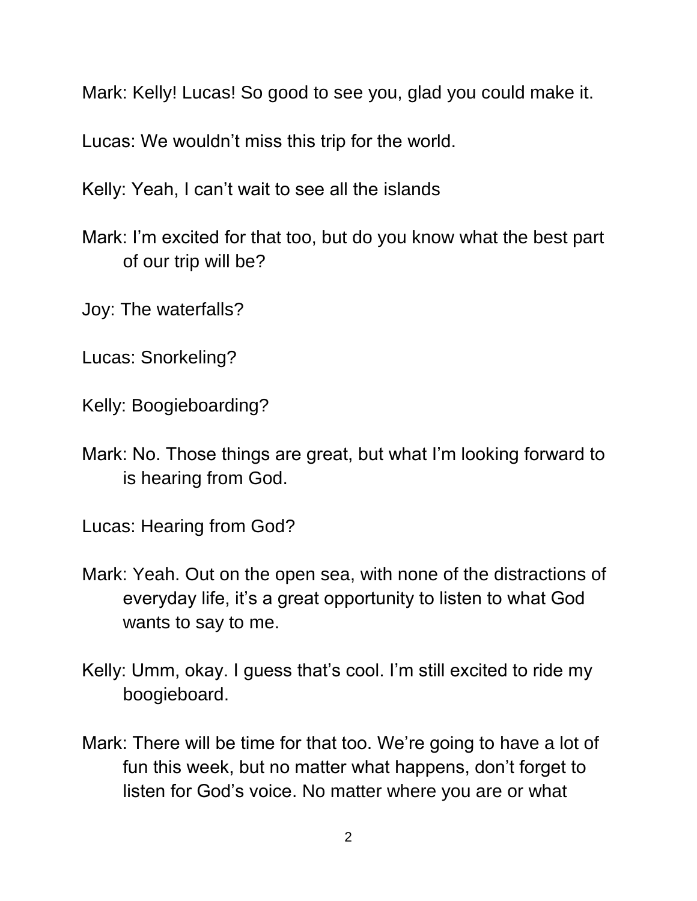Mark: Kelly! Lucas! So good to see you, glad you could make it.

Lucas: We wouldn't miss this trip for the world.

Kelly: Yeah, I can't wait to see all the islands

Mark: I'm excited for that too, but do you know what the best part of our trip will be?

Joy: The waterfalls?

Lucas: Snorkeling?

Kelly: Boogieboarding?

Mark: No. Those things are great, but what I'm looking forward to is hearing from God.

Lucas: Hearing from God?

Mark: Yeah. Out on the open sea, with none of the distractions of everyday life, it's a great opportunity to listen to what God wants to say to me.

Kelly: Umm, okay. I guess that's cool. I'm still excited to ride my boogieboard.

Mark: There will be time for that too. We're going to have a lot of fun this week, but no matter what happens, don't forget to listen for God's voice. No matter where you are or what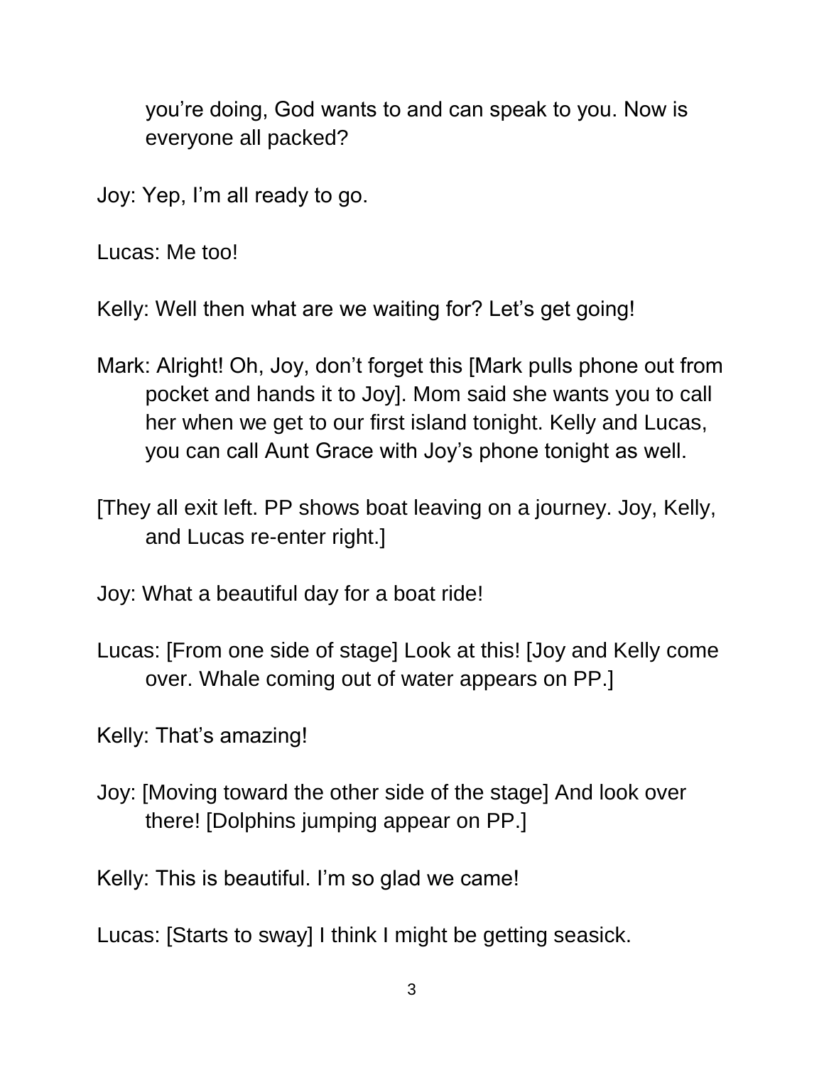you're doing, God wants to and can speak to you. Now is everyone all packed?

Joy: Yep, I'm all ready to go.

Lucas: Me too!

Kelly: Well then what are we waiting for? Let's get going!

Mark: Alright! Oh, Joy, don't forget this [Mark pulls phone out from pocket and hands it to Joy]. Mom said she wants you to call her when we get to our first island tonight. Kelly and Lucas, you can call Aunt Grace with Joy's phone tonight as well.

[They all exit left. PP shows boat leaving on a journey. Joy, Kelly, and Lucas re-enter right.]

Joy: What a beautiful day for a boat ride!

Lucas: [From one side of stage] Look at this! [Joy and Kelly come over. Whale coming out of water appears on PP.]

Kelly: That's amazing!

Joy: [Moving toward the other side of the stage] And look over there! [Dolphins jumping appear on PP.]

Kelly: This is beautiful. I'm so glad we came!

Lucas: [Starts to sway] I think I might be getting seasick.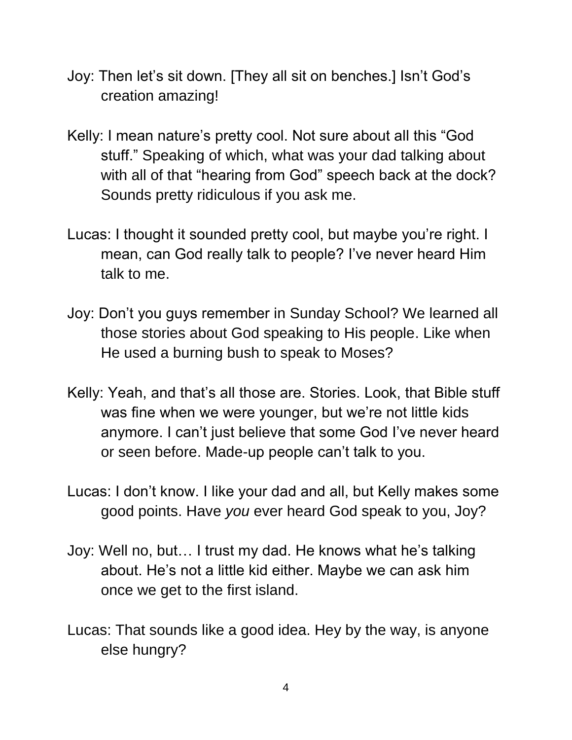Joy: Then let's sit down. [They all sit on benches.] Isn't God's creation amazing!

Kelly: I mean nature's pretty cool. Not sure about all this "God stuff." Speaking of which, what was your dad talking about with all of that "hearing from God" speech back at the dock? Sounds pretty ridiculous if you ask me.

Lucas: I thought it sounded pretty cool, but maybe you're right. I mean, can God really talk to people? I've never heard Him talk to me.

Joy: Don't you guys remember in Sunday School? We learned all those stories about God speaking to His people. Like when He used a burning bush to speak to Moses?

Kelly: Yeah, and that's all those are. Stories. Look, that Bible stuff was fine when we were younger, but we're not little kids anymore. I can't just believe that some God I've never heard or seen before. Made-up people can't talk to you.

Lucas: I don't know. I like your dad and all, but Kelly makes some good points. Have *you* ever heard God speak to you, Joy?

Joy: Well no, but… I trust my dad. He knows what he's talking about. He's not a little kid either. Maybe we can ask him once we get to the first island.

Lucas: That sounds like a good idea. Hey by the way, is anyone else hungry?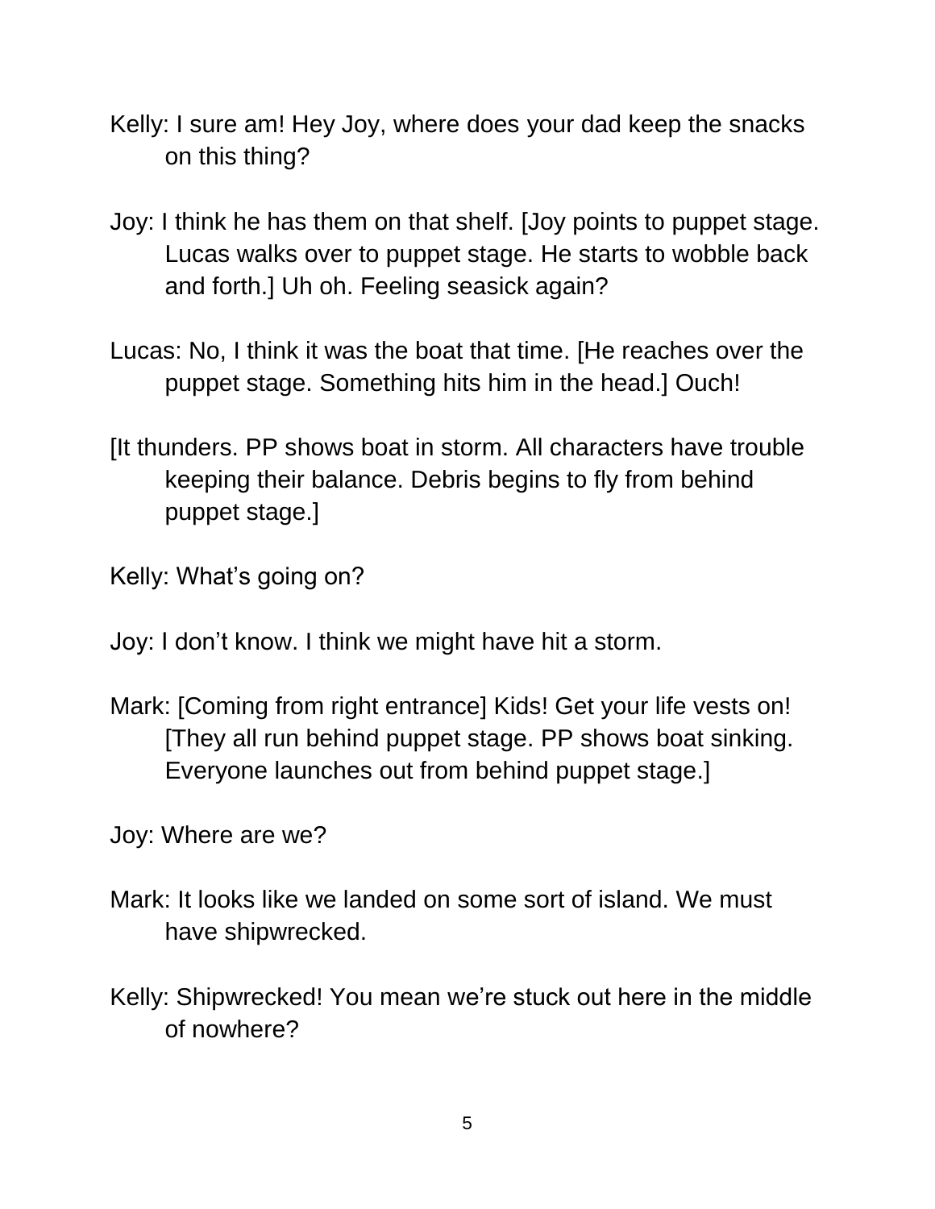Kelly: I sure am! Hey Joy, where does your dad keep the snacks on this thing?

Joy: I think he has them on that shelf. [Joy points to puppet stage. Lucas walks over to puppet stage. He starts to wobble back and forth.] Uh oh. Feeling seasick again?

Lucas: No, I think it was the boat that time. [He reaches over the puppet stage. Something hits him in the head.] Ouch!

[It thunders. PP shows boat in storm. All characters have trouble keeping their balance. Debris begins to fly from behind puppet stage.]

Kelly: What's going on?

Joy: I don't know. I think we might have hit a storm.

Mark: [Coming from right entrance] Kids! Get your life vests on! [They all run behind puppet stage. PP shows boat sinking. Everyone launches out from behind puppet stage.]

Joy: Where are we?

Mark: It looks like we landed on some sort of island. We must have shipwrecked.

Kelly: Shipwrecked! You mean we're stuck out here in the middle of nowhere?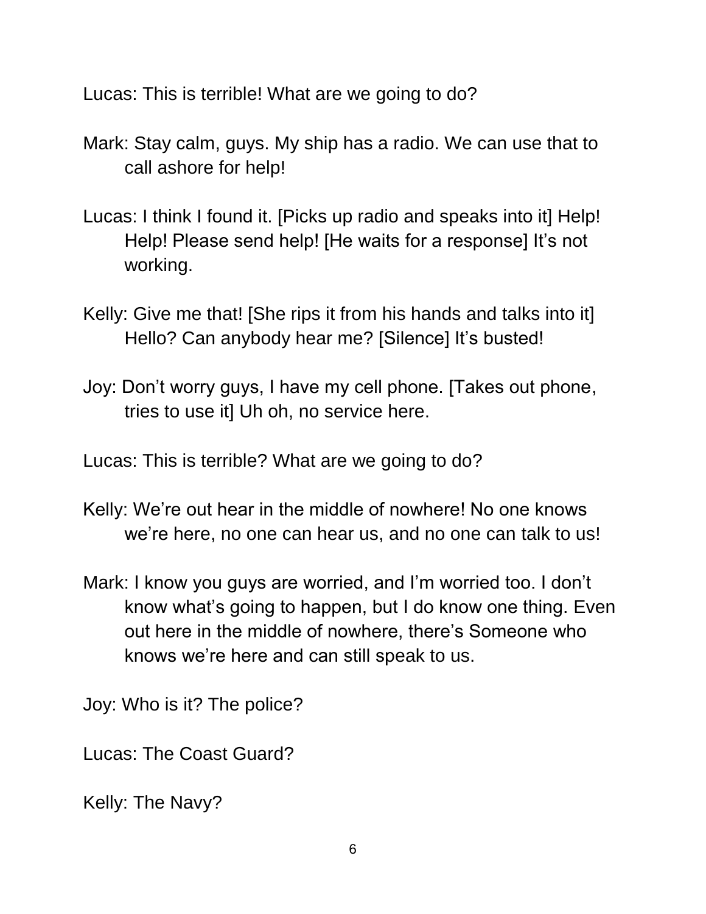Lucas: This is terrible! What are we going to do?

Mark: Stay calm, guys. My ship has a radio. We can use that to call ashore for help!

Lucas: I think I found it. [Picks up radio and speaks into it] Help! Help! Please send help! [He waits for a response] It's not working.

Kelly: Give me that! [She rips it from his hands and talks into it] Hello? Can anybody hear me? [Silence] It's busted!

Joy: Don't worry guys, I have my cell phone. [Takes out phone, tries to use it] Uh oh, no service here.

Lucas: This is terrible? What are we going to do?

Kelly: We're out hear in the middle of nowhere! No one knows we're here, no one can hear us, and no one can talk to us!

Mark: I know you guys are worried, and I'm worried too. I don't know what's going to happen, but I do know one thing. Even out here in the middle of nowhere, there's Someone who knows we're here and can still speak to us.

Joy: Who is it? The police?

Lucas: The Coast Guard?

Kelly: The Navy?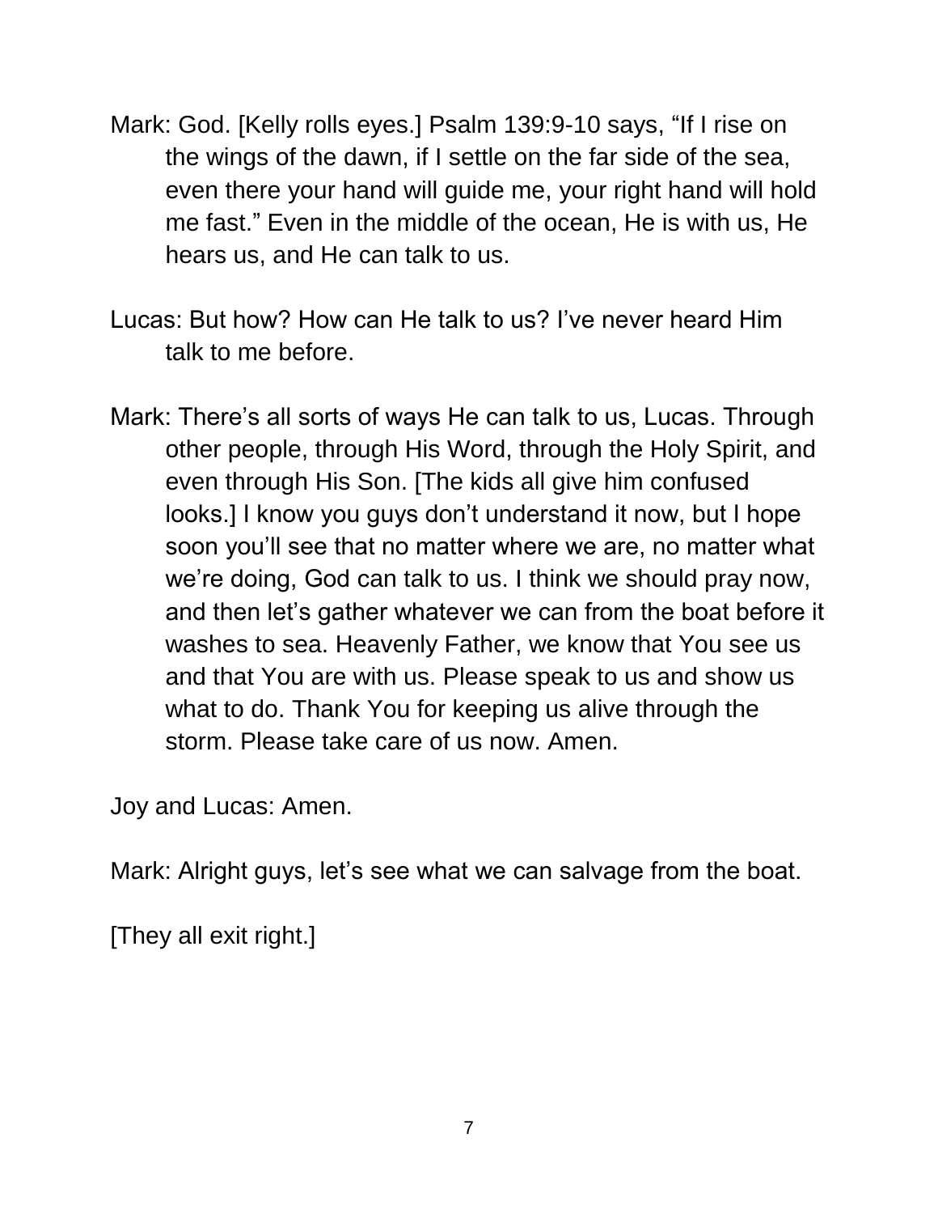Mark: God. [Kelly rolls eyes.] Psalm 139:9-10 says, "If I rise on the wings of the dawn, if I settle on the far side of the sea, even there your hand will guide me, your right hand will hold me fast." Even in the middle of the ocean, He is with us, He hears us, and He can talk to us.

Lucas: But how? How can He talk to us? I've never heard Him talk to me before.

Mark: There's all sorts of ways He can talk to us, Lucas. Through other people, through His Word, through the Holy Spirit, and even through His Son. [The kids all give him confused looks.] I know you guys don't understand it now, but I hope soon you'll see that no matter where we are, no matter what we're doing, God can talk to us. I think we should pray now, and then let's gather whatever we can from the boat before it washes to sea. Heavenly Father, we know that You see us and that You are with us. Please speak to us and show us what to do. Thank You for keeping us alive through the storm. Please take care of us now. Amen.

Joy and Lucas: Amen.

Mark: Alright guys, let's see what we can salvage from the boat.

[They all exit right.]